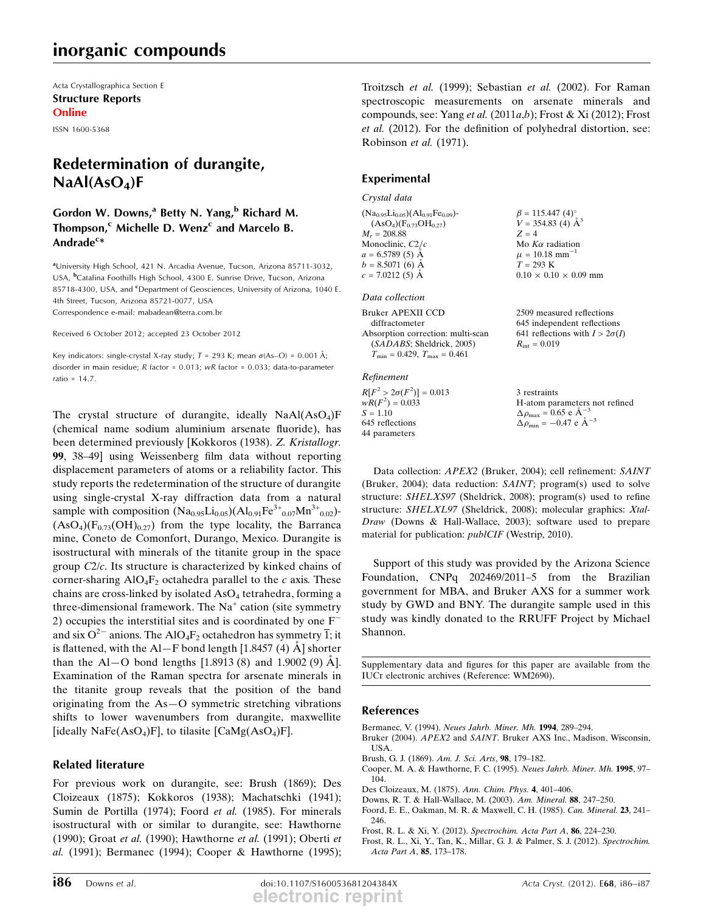Acta Crystallographica Section E

**Structure Reports Online**

ISSN 1600-5368

# Redetermination of durangite, $NaAl(AsO_4)F$

**Gordon W. Downs,[a] Betty N. Yang,[b] Richard M. Thompson,[c] Michelle D. Wenz[c] and Marcelo B. Andrade[c]***

[a]University High School, 421 N. Arcadia Avenue, Tucson, Arizona 85711-3032, USA, [b]Catalina Foothills High School, 4300 E. Sunrise Drive, Tucson, Arizona 85718-4300, USA, and [c]Department of Geosciences, University of Arizona, 1040 E. 4th Street, Tucson, Arizona 85721-0077, USA

Correspondence e-mail: mabadean@terra.com.br

Received 6 October 2012; accepted 23 October 2012

Key indicators: single-crystal X-ray study; $T$ = 293 K; mean $\sigma$(As–O) = 0.001 Å; disorder in main residue; $R$ factor = 0.013; $wR$ factor = 0.033; data-to-parameter ratio = 14.7.

The crystal structure of durangite, ideally $NaAl(AsO_4)F$ (chemical name sodium aluminium arsenate fluoride), has been determined previously [Kokkoros (1938). *Z. Kristallogr.* **99**, 38–49] using Weissenberg film data without reporting displacement parameters of atoms or a reliability factor. This study reports the redetermination of the structure of durangite using single-crystal X-ray diffraction data from a natural sample with composition $(Na_{0.95}Li_{0.05})(Al_{0.91}Fe^{3+}_{0.07}Mn^{3+}_{0.02})(AsO_4)(F_{0.73}(OH)_{0.27})$ from the type locality, the Barranca mine, Coneto de Comonfort, Durango, Mexico. Durangite is isostructural with minerals of the titanite group in the space group $C2/c$. Its structure is characterized by kinked chains of corner-sharing $AlO_4F_2$ octahedra parallel to the $c$ axis. These chains are cross-linked by isolated $AsO_4$ tetrahedra, forming a three-dimensional framework. The $Na^+$ cation (site symmetry 2) occupies the interstitial sites and is coordinated by one $F^-$ and six $O^{2-}$ anions. The $AlO_4F_2$ octahedron has symmetry $\overline{1}$; it is flattened, with the Al—F bond length [1.8457 (4) Å] shorter than the Al—O bond lengths [1.8913 (8) and 1.9002 (9) Å]. Examination of the Raman spectra for arsenate minerals in the titanite group reveals that the position of the band originating from the As—O symmetric stretching vibrations shifts to lower wavenumbers from durangite, maxwellite [ideally $NaFe(AsO_4)F$], to tilasite [$CaMg(AsO_4)F$].

## Related literature

For previous work on durangite, see: Brush (1869); Des Cloizeaux (1875); Kokkoros (1938); Machatschki (1941); Sumin de Portilla (1974); Foord *et al.* (1985). For minerals isostructural with or similar to durangite, see: Hawthorne (1990); Groat *et al.* (1990); Hawthorne *et al.* (1991); Oberti *et al.* (1991); Bermanec (1994); Cooper & Hawthorne (1995); Troitzsch *et al.* (1999); Sebastian *et al.* (2002). For Raman spectroscopic measurements on arsenate minerals and compounds, see: Yang *et al.* (2011*a*,*b*); Frost & Xi (2012); Frost *et al.* (2012). For the definition of polyhedral distortion, see: Robinson *et al.* (1971).

## Experimental

### Crystal data

$(Na_{0.95}Li_{0.05})(Al_{0.91}Fe_{0.09})(AsO_4)(F_{0.73}OH_{0.27})$
$M_r$ = 208.88
Monoclinic, $C2/c$
$a$ = 6.5789 (5) Å
$b$ = 8.5071 (6) Å
$c$ = 7.0212 (5) Å
$\beta$ = 115.447 (4)°
$V$ = 354.83 (4) Å$^3$
$Z$ = 4
Mo $K\alpha$ radiation
$\mu$ = 10.18 mm$^{-1}$
$T$ = 293 K
0.10 × 0.10 × 0.09 mm

### Data collection

Bruker APEXII CCD diffractometer
Absorption correction: multi-scan (*SADABS*; Sheldrick, 2005)
$T_{min}$ = 0.429, $T_{max}$ = 0.461
2509 measured reflections
645 independent reflections
641 reflections with $I > 2\sigma(I)$
$R_{int}$ = 0.019

### Refinement

$R[F^2 > 2\sigma(F^2)]$ = 0.013
$wR(F^2)$ = 0.033
$S$ = 1.10
645 reflections
44 parameters
3 restraints
H-atom parameters not refined
$\Delta\rho_{max}$ = 0.65 e Å$^{-3}$
$\Delta\rho_{min}$ = −0.47 e Å$^{-3}$

Data collection: *APEX2* (Bruker, 2004); cell refinement: *SAINT* (Bruker, 2004); data reduction: *SAINT*; program(s) used to solve structure: *SHELXS97* (Sheldrick, 2008); program(s) used to refine structure: *SHELXL97* (Sheldrick, 2008); molecular graphics: *Xtal-Draw* (Downs & Hall-Wallace, 2003); software used to prepare material for publication: *publCIF* (Westrip, 2010).

Support of this study was provided by the Arizona Science Foundation, CNPq 202469/2011–5 from the Brazilian government for MBA, and Bruker AXS for a summer work study by GWD and BNY. The durangite sample used in this study was kindly donated to the RRUFF Project by Michael Shannon.

Supplementary data and figures for this paper are available from the IUCr electronic archives (Reference: WM2690).

## References

Bermanec, V. (1994). *Neues Jahrb. Miner. Mh.* **1994**, 289–294.
Bruker (2004). *APEX2* and *SAINT*. Bruker AXS Inc., Madison, Wisconsin, USA.
Brush, G. J. (1869). *Am. J. Sci. Arts*, **98**, 179–182.
Cooper, M. A. & Hawthorne, F. C. (1995). *Neues Jahrb. Miner. Mh.* **1995**, 97–104.
Des Cloizeaux, M. (1875). *Ann. Chim. Phys.* **4**, 401–406.
Downs, R. T. & Hall-Wallace, M. (2003). *Am. Mineral.* **88**, 247–250.
Foord, E. E., Oakman, M. R. & Maxwell, C. H. (1985). *Can. Mineral.* **23**, 241–246.
Frost, R. L. & Xi, Y. (2012). *Spectrochim. Acta Part A*, **86**, 224–230.
Frost, R. L., Xi, Y., Tan, K., Millar, G. J. & Palmer, S. J. (2012). *Spectrochim. Acta Part A*, **85**, 173–178.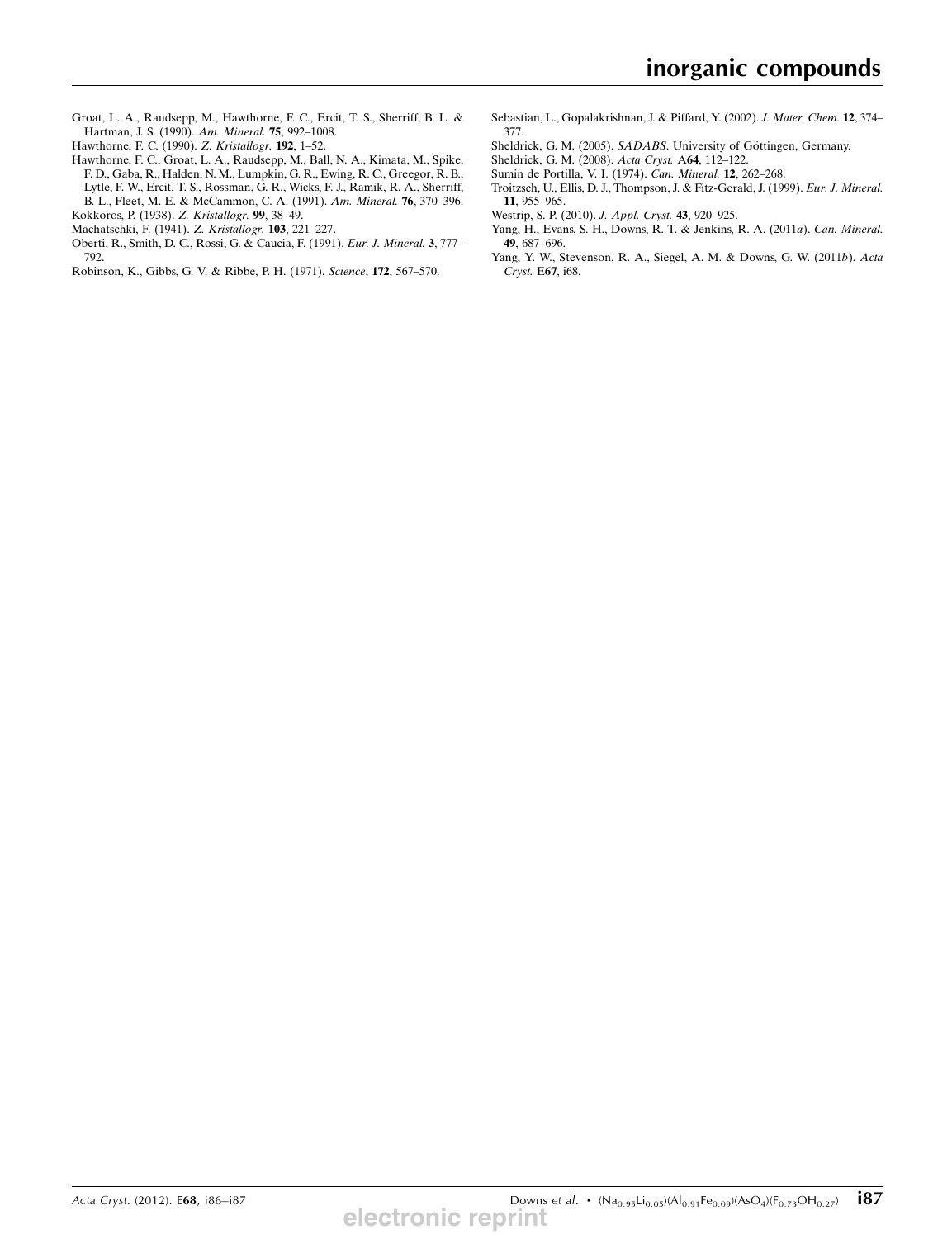Groat, L. A., Raudsepp, M., Hawthorne, F. C., Ercit, T. S., Sherriff, B. L. & Hartman, J. S. (1990). *Am. Mineral.* **75**, 992–1008.

Hawthorne, F. C. (1990). *Z. Kristallogr.* **192**, 1–52.

Hawthorne, F. C., Groat, L. A., Raudsepp, M., Ball, N. A., Kimata, M., Spike, F. D., Gaba, R., Halden, N. M., Lumpkin, G. R., Ewing, R. C., Greegor, R. B., Lytle, F. W., Ercit, T. S., Rossman, G. R., Wicks, F. J., Ramik, R. A., Sherriff, B. L., Fleet, M. E. & McCammon, C. A. (1991). *Am. Mineral.* **76**, 370–396.

Kokkoros, P. (1938). *Z. Kristallogr.* **99**, 38–49.

Machatschki, F. (1941). *Z. Kristallogr.* **103**, 221–227.

Oberti, R., Smith, D. C., Rossi, G. & Caucia, F. (1991). *Eur. J. Mineral.* **3**, 777–792.

Robinson, K., Gibbs, G. V. & Ribbe, P. H. (1971). *Science*, **172**, 567–570.

Sebastian, L., Gopalakrishnan, J. & Piffard, Y. (2002). *J. Mater. Chem.* **12**, 374–377.

Sheldrick, G. M. (2005). *SADABS*. University of Göttingen, Germany.

Sheldrick, G. M. (2008). *Acta Cryst.* A**64**, 112–122.

Sumin de Portilla, V. I. (1974). *Can. Mineral.* **12**, 262–268.

Troitzsch, U., Ellis, D. J., Thompson, J. & Fitz-Gerald, J. (1999). *Eur. J. Mineral.* **11**, 955–965.

Westrip, S. P. (2010). *J. Appl. Cryst.* **43**, 920–925.

Yang, H., Evans, S. H., Downs, R. T. & Jenkins, R. A. (2011*a*). *Can. Mineral.* **49**, 687–696.

Yang, Y. W., Stevenson, R. A., Siegel, A. M. & Downs, G. W. (2011*b*). *Acta Cryst.* E**67**, i68.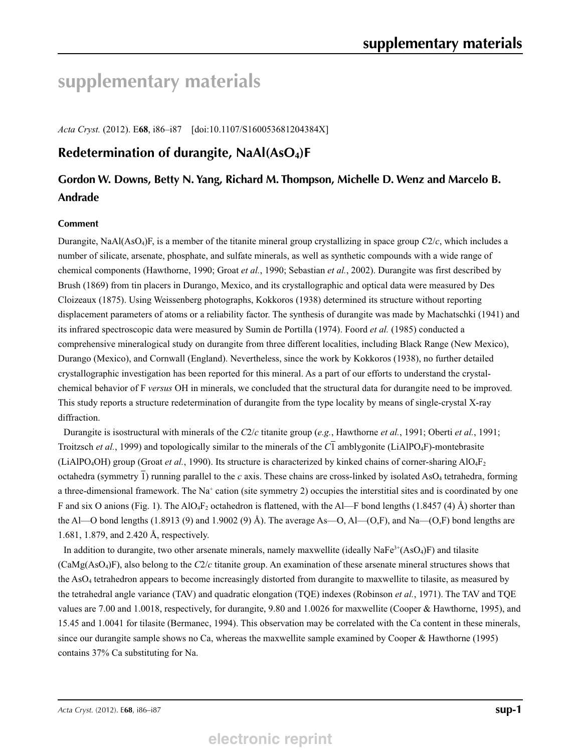# supplementary materials

*Acta Cryst.* (2012). E**68**, i86–i87 [doi:10.1107/S160053681204384X]

## Redetermination of durangite, $NaAl(AsO_4)F$

### Gordon W. Downs, Betty N. Yang, Richard M. Thompson, Michelle D. Wenz and Marcelo B. Andrade

#### Comment

Durangite, $NaAl(AsO_4)F$, is a member of the titanite mineral group crystallizing in space group *C*2/*c*, which includes a number of silicate, arsenate, phosphate, and sulfate minerals, as well as synthetic compounds with a wide range of chemical components (Hawthorne, 1990; Groat *et al.*, 1990; Sebastian *et al.*, 2002). Durangite was first described by Brush (1869) from tin placers in Durango, Mexico, and its crystallographic and optical data were measured by Des Cloizeaux (1875). Using Weissenberg photographs, Kokkoros (1938) determined its structure without reporting displacement parameters of atoms or a reliability factor. The synthesis of durangite was made by Machatschki (1941) and its infrared spectroscopic data were measured by Sumin de Portilla (1974). Foord *et al.* (1985) conducted a comprehensive mineralogical study on durangite from three different localities, including Black Range (New Mexico), Durango (Mexico), and Cornwall (England). Nevertheless, since the work by Kokkoros (1938), no further detailed crystallographic investigation has been reported for this mineral. As a part of our efforts to understand the crystal-chemical behavior of F *versus* OH in minerals, we concluded that the structural data for durangite need to be improved. This study reports a structure redetermination of durangite from the type locality by means of single-crystal X-ray diffraction.

Durangite is isostructural with minerals of the *C*2/*c* titanite group (*e.g.*, Hawthorne *et al.*, 1991; Oberti *et al.*, 1991; Troitzsch *et al.*, 1999) and topologically similar to the minerals of the $C\overline{1}$ amblygonite ($LiAlPO_4F$)-montebrasite ($LiAlPO_4OH$) group (Groat *et al.*, 1990). Its structure is characterized by kinked chains of corner-sharing $AlO_4F_2$ octahedra (symmetry $\overline{1}$) running parallel to the *c* axis. These chains are cross-linked by isolated $AsO_4$ tetrahedra, forming a three-dimensional framework. The $Na^+$ cation (site symmetry 2) occupies the interstitial sites and is coordinated by one F and six O anions (Fig. 1). The $AlO_4F_2$ octahedron is flattened, with the Al—F bond lengths (1.8457 (4) Å) shorter than the Al—O bond lengths (1.8913 (9) and 1.9002 (9) Å). The average As—O, Al—(O,F), and Na—(O,F) bond lengths are 1.681, 1.879, and 2.420 Å, respectively.

In addition to durangite, two other arsenate minerals, namely maxwellite (ideally $NaFe^{3+}(AsO_4)F$) and tilasite ($CaMg(AsO_4)F$), also belong to the *C*2/*c* titanite group. An examination of these arsenate mineral structures shows that the $AsO_4$ tetrahedron appears to become increasingly distorted from durangite to maxwellite to tilasite, as measured by the tetrahedral angle variance (TAV) and quadratic elongation (TQE) indexes (Robinson *et al.*, 1971). The TAV and TQE values are 7.00 and 1.0018, respectively, for durangite, 9.80 and 1.0026 for maxwellite (Cooper & Hawthorne, 1995), and 15.45 and 1.0041 for tilasite (Bermanec, 1994). This observation may be correlated with the Ca content in these minerals, since our durangite sample shows no Ca, whereas the maxwellite sample examined by Cooper & Hawthorne (1995) contains 37% Ca substituting for Na.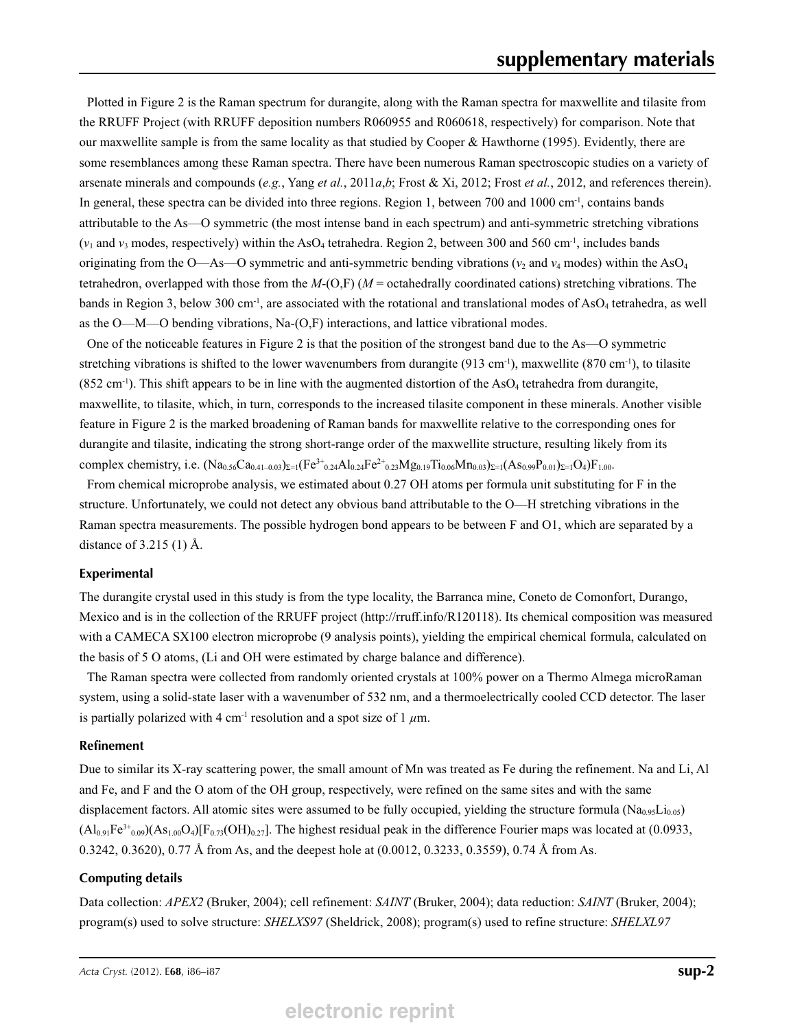Plotted in Figure 2 is the Raman spectrum for durangite, along with the Raman spectra for maxwellite and tilasite from the RRUFF Project (with RRUFF deposition numbers R060955 and R060618, respectively) for comparison. Note that our maxwellite sample is from the same locality as that studied by Cooper & Hawthorne (1995). Evidently, there are some resemblances among these Raman spectra. There have been numerous Raman spectroscopic studies on a variety of arsenate minerals and compounds (*e.g.*, Yang *et al.*, 2011*a*,*b*; Frost & Xi, 2012; Frost *et al.*, 2012, and references therein). In general, these spectra can be divided into three regions. Region 1, between 700 and 1000 cm$^{-1}$, contains bands attributable to the As—O symmetric (the most intense band in each spectrum) and anti-symmetric stretching vibrations ($v_1$ and $v_3$ modes, respectively) within the $AsO_4$ tetrahedra. Region 2, between 300 and 560 cm$^{-1}$, includes bands originating from the O—As—O symmetric and anti-symmetric bending vibrations ($v_2$ and $v_4$ modes) within the $AsO_4$ tetrahedron, overlapped with those from the *M*-(O,F) (*M* = octahedrally coordinated cations) stretching vibrations. The bands in Region 3, below 300 cm$^{-1}$, are associated with the rotational and translational modes of $AsO_4$ tetrahedra, as well as the O—M—O bending vibrations, Na-(O,F) interactions, and lattice vibrational modes.

One of the noticeable features in Figure 2 is that the position of the strongest band due to the As—O symmetric stretching vibrations is shifted to the lower wavenumbers from durangite (913 cm$^{-1}$), maxwellite (870 cm$^{-1}$), to tilasite (852 cm$^{-1}$). This shift appears to be in line with the augmented distortion of the $AsO_4$ tetrahedra from durangite, maxwellite, to tilasite, which, in turn, corresponds to the increased tilasite component in these minerals. Another visible feature in Figure 2 is the marked broadening of Raman bands for maxwellite relative to the corresponding ones for durangite and tilasite, indicating the strong short-range order of the maxwellite structure, resulting likely from its complex chemistry, i.e. $(Na_{0.56}Ca_{0.41-0.03})_{\Sigma=1}(Fe^{3+}_{0.24}Al_{0.24}Fe^{2+}_{0.23}Mg_{0.19}Ti_{0.06}Mn_{0.03})_{\Sigma=1}(As_{0.99}P_{0.01})_{\Sigma=1}O_4)F_{1.00}$.

From chemical microprobe analysis, we estimated about 0.27 OH atoms per formula unit substituting for F in the structure. Unfortunately, we could not detect any obvious band attributable to the O—H stretching vibrations in the Raman spectra measurements. The possible hydrogen bond appears to be between F and O1, which are separated by a distance of 3.215 (1) Å.

### Experimental

The durangite crystal used in this study is from the type locality, the Barranca mine, Coneto de Comonfort, Durango, Mexico and is in the collection of the RRUFF project (http://rruff.info/R120118). Its chemical composition was measured with a CAMECA SX100 electron microprobe (9 analysis points), yielding the empirical chemical formula, calculated on the basis of 5 O atoms, (Li and OH were estimated by charge balance and difference).

The Raman spectra were collected from randomly oriented crystals at 100% power on a Thermo Almega microRaman system, using a solid-state laser with a wavenumber of 532 nm, and a thermoelectrically cooled CCD detector. The laser is partially polarized with 4 cm$^{-1}$ resolution and a spot size of 1 $\mu$m.

### Refinement

Due to similar its X-ray scattering power, the small amount of Mn was treated as Fe during the refinement. Na and Li, Al and Fe, and F and the O atom of the OH group, respectively, were refined on the same sites and with the same displacement factors. All atomic sites were assumed to be fully occupied, yielding the structure formula $(Na_{0.95}Li_{0.05})(Al_{0.91}Fe^{3+}_{0.09})(As_{1.00}O_4)[F_{0.73}(OH)_{0.27}]$. The highest residual peak in the difference Fourier maps was located at (0.0933, 0.3242, 0.3620), 0.77 Å from As, and the deepest hole at (0.0012, 0.3233, 0.3559), 0.74 Å from As.

### Computing details

Data collection: *APEX2* (Bruker, 2004); cell refinement: *SAINT* (Bruker, 2004); data reduction: *SAINT* (Bruker, 2004); program(s) used to solve structure: *SHELXS97* (Sheldrick, 2008); program(s) used to refine structure: *SHELXL97*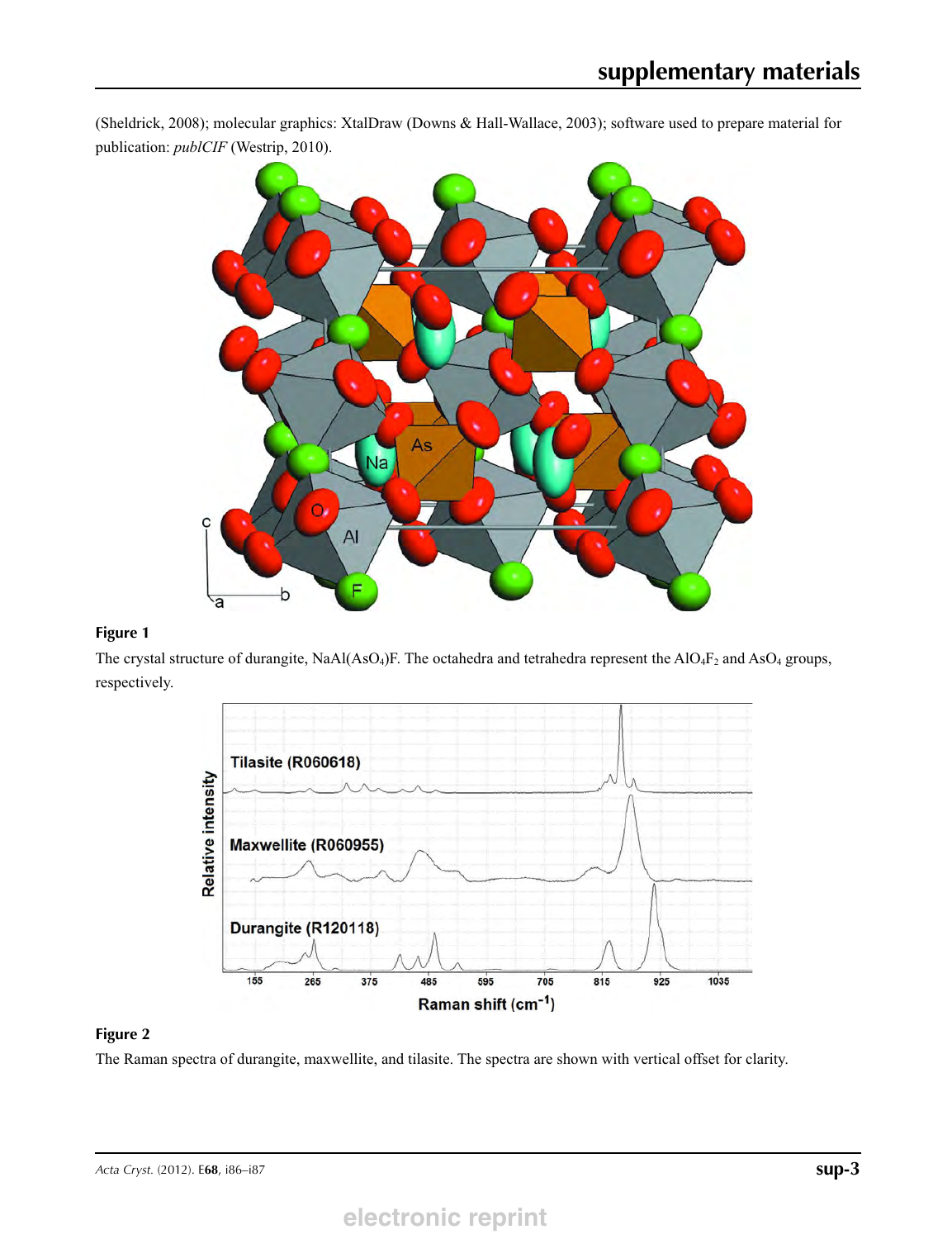(Sheldrick, 2008); molecular graphics: XtalDraw (Downs & Hall-Wallace, 2003); software used to prepare material for publication: *publCIF* (Westrip, 2010).

**Figure 1**

The crystal structure of durangite, $NaAl(AsO_4)F$. The octahedra and tetrahedra represent the $AlO_4F_2$ and $AsO_4$ groups, respectively.

**Figure 2**

The Raman spectra of durangite, maxwellite, and tilasite. The spectra are shown with vertical offset for clarity.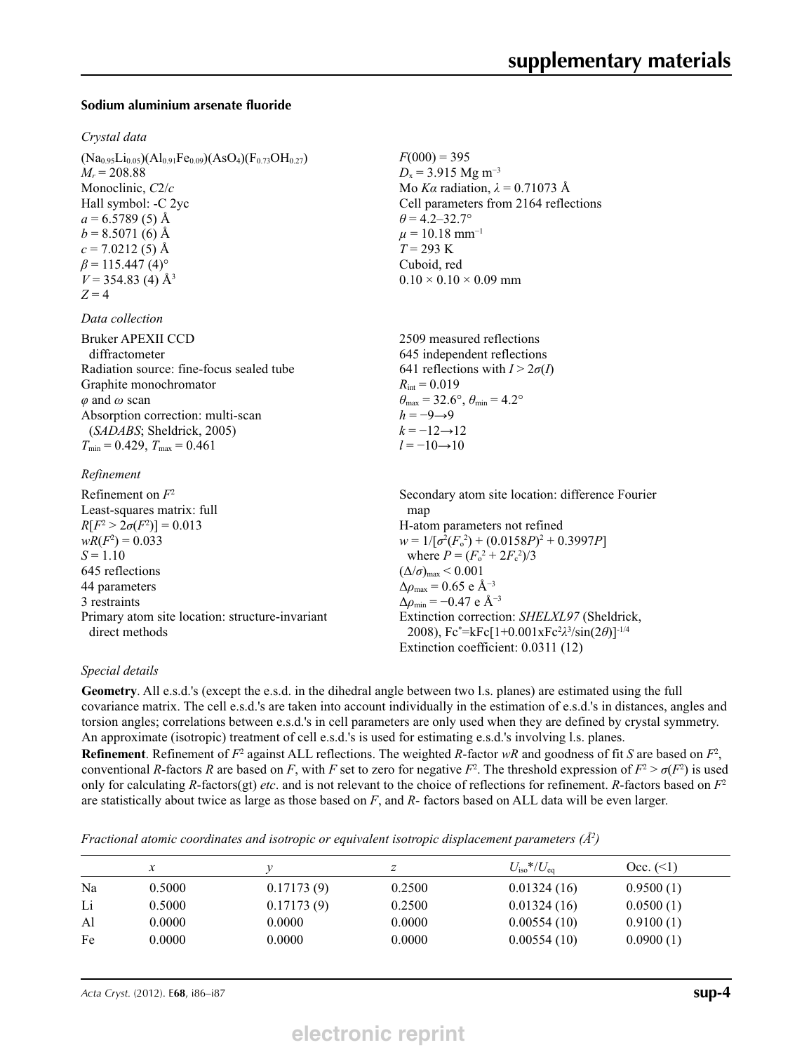### Sodium aluminium arsenate fluoride

*Crystal data*

| | |
|---|---|
| $(Na_{0.95}Li_{0.05})(Al_{0.91}Fe_{0.09})(AsO_4)(F_{0.73}OH_{0.27})$ | $F(000) = 395$ |
| $M_r = 208.88$ | $D_x = 3.915$ Mg m$^{-3}$ |
| Monoclinic, $C2/c$ | Mo $K\alpha$ radiation, $\lambda = 0.71073$ Å |
| Hall symbol: -C 2yc | Cell parameters from 2164 reflections |
| $a = 6.5789$ (5) Å | $\theta = 4.2$–$32.7°$ |
| $b = 8.5071$ (6) Å | $\mu = 10.18$ mm$^{-1}$ |
| $c = 7.0212$ (5) Å | $T = 293$ K |
| $\beta = 115.447$ (4)° | Cuboid, red |
| $V = 354.83$ (4) Å$^3$ | $0.10 \times 0.10 \times 0.09$ mm |
| $Z = 4$ | |

*Data collection*

| | |
|---|---|
| Bruker APEXII CCD diffractometer | 2509 measured reflections |
| Radiation source: fine-focus sealed tube | 645 independent reflections |
| Graphite monochromator | 641 reflections with $I > 2\sigma(I)$ |
| $\varphi$ and $\omega$ scan | $R_{int} = 0.019$ |
| Absorption correction: multi-scan (*SADABS*; Sheldrick, 2005) | $\theta_{max} = 32.6°$, $\theta_{min} = 4.2°$ |
| $T_{min} = 0.429$, $T_{max} = 0.461$ | $h = -9 \rightarrow 9$ |
| | $k = -12 \rightarrow 12$ |
| | $l = -10 \rightarrow 10$ |

*Refinement*

| | |
|---|---|
| Refinement on $F^2$ | Secondary atom site location: difference Fourier map |
| Least-squares matrix: full | H-atom parameters not refined |
| $R[F^2 > 2\sigma(F^2)] = 0.013$ | $w = 1/[\sigma^2(F_o^2) + (0.0158P)^2 + 0.3997P]$ where $P = (F_o^2 + 2F_c^2)/3$ |
| $wR(F^2) = 0.033$ | $(\Delta/\sigma)_{max} < 0.001$ |
| $S = 1.10$ | $\Delta\rho_{max} = 0.65$ e Å$^{-3}$ |
| 645 reflections | $\Delta\rho_{min} = -0.47$ e Å$^{-3}$ |
| 44 parameters | Extinction correction: *SHELXL97* (Sheldrick, 2008), $Fc^*=kFc[1+0.001xFc^2\lambda^3/\sin(2\theta)]^{-1/4}$ |
| 3 restraints | Extinction coefficient: 0.0311 (12) |
| Primary atom site location: structure-invariant direct methods | |

*Special details*

**Geometry**. All e.s.d.'s (except the e.s.d. in the dihedral angle between two l.s. planes) are estimated using the full covariance matrix. The cell e.s.d.'s are taken into account individually in the estimation of e.s.d.'s in distances, angles and torsion angles; correlations between e.s.d.'s in cell parameters are only used when they are defined by crystal symmetry. An approximate (isotropic) treatment of cell e.s.d.'s is used for estimating e.s.d.'s involving l.s. planes.

**Refinement**. Refinement of $F^2$ against ALL reflections. The weighted $R$-factor $wR$ and goodness of fit $S$ are based on $F^2$, conventional $R$-factors $R$ are based on $F$, with $F$ set to zero for negative $F^2$. The threshold expression of $F^2 > \sigma(F^2)$ is used only for calculating $R$-factors(gt) *etc*. and is not relevant to the choice of reflections for refinement. $R$-factors based on $F^2$ are statistically about twice as large as those based on $F$, and $R$- factors based on ALL data will be even larger.

*Fractional atomic coordinates and isotropic or equivalent isotropic displacement parameters (Å$^2$)*

| | $x$ | $y$ | $z$ | $U_{iso}$\*/$U_{eq}$ | Occ. (<1) |
|---|---|---|---|---|---|
| Na | 0.5000 | 0.17173 (9) | 0.2500 | 0.01324 (16) | 0.9500 (1) |
| Li | 0.5000 | 0.17173 (9) | 0.2500 | 0.01324 (16) | 0.0500 (1) |
| Al | 0.0000 | 0.0000 | 0.0000 | 0.00554 (10) | 0.9100 (1) |
| Fe | 0.0000 | 0.0000 | 0.0000 | 0.00554 (10) | 0.0900 (1) |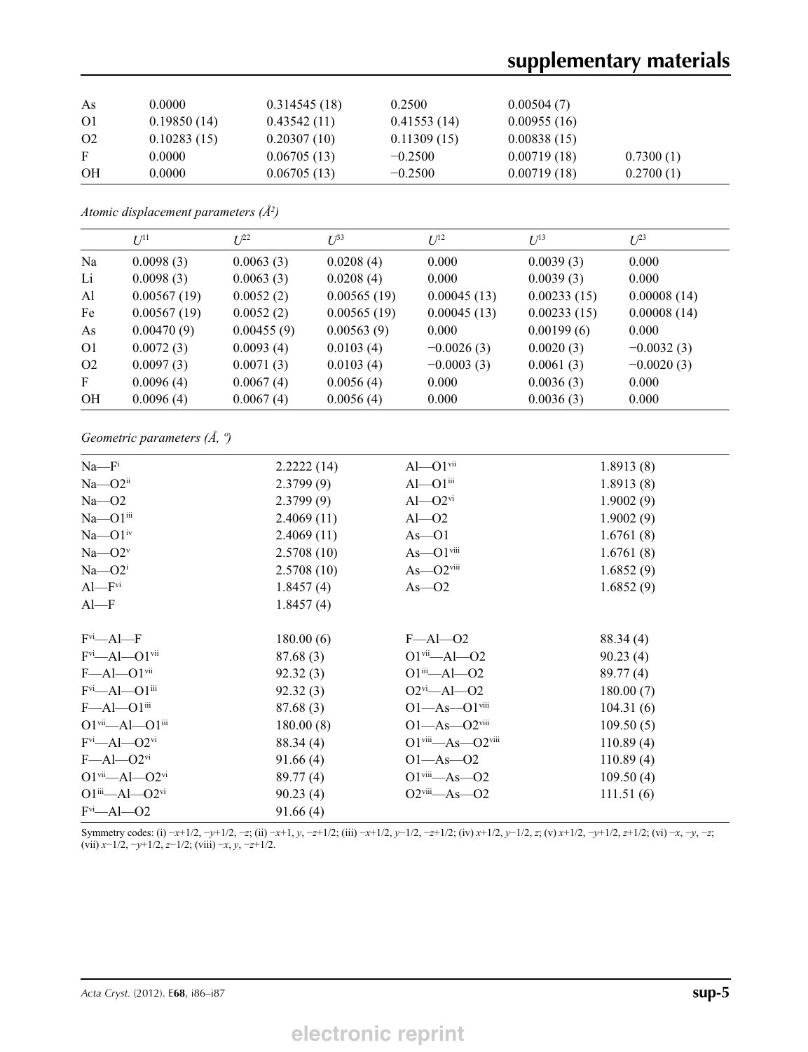| | | | | | |
|---|---|---|---|---|---|
| As | 0.0000 | 0.314545 (18) | 0.2500 | 0.00504 (7) | |
| O1 | 0.19850 (14) | 0.43542 (11) | 0.41553 (14) | 0.00955 (16) | |
| O2 | 0.10283 (15) | 0.20307 (10) | 0.11309 (15) | 0.00838 (15) | |
| F | 0.0000 | 0.06705 (13) | −0.2500 | 0.00719 (18) | 0.7300 (1) |
| OH | 0.0000 | 0.06705 (13) | −0.2500 | 0.00719 (18) | 0.2700 (1) |

*Atomic displacement parameters (Å²)*

| | $U^{11}$ | $U^{22}$ | $U^{33}$ | $U^{12}$ | $U^{13}$ | $U^{23}$ |
|---|---|---|---|---|---|---|
| Na | 0.0098 (3) | 0.0063 (3) | 0.0208 (4) | 0.000 | 0.0039 (3) | 0.000 |
| Li | 0.0098 (3) | 0.0063 (3) | 0.0208 (4) | 0.000 | 0.0039 (3) | 0.000 |
| Al | 0.00567 (19) | 0.0052 (2) | 0.00565 (19) | 0.00045 (13) | 0.00233 (15) | 0.00008 (14) |
| Fe | 0.00567 (19) | 0.0052 (2) | 0.00565 (19) | 0.00045 (13) | 0.00233 (15) | 0.00008 (14) |
| As | 0.00470 (9) | 0.00455 (9) | 0.00563 (9) | 0.000 | 0.00199 (6) | 0.000 |
| O1 | 0.0072 (3) | 0.0093 (4) | 0.0103 (4) | −0.0026 (3) | 0.0020 (3) | −0.0032 (3) |
| O2 | 0.0097 (3) | 0.0071 (3) | 0.0103 (4) | −0.0003 (3) | 0.0061 (3) | −0.0020 (3) |
| F | 0.0096 (4) | 0.0067 (4) | 0.0056 (4) | 0.000 | 0.0036 (3) | 0.000 |
| OH | 0.0096 (4) | 0.0067 (4) | 0.0056 (4) | 0.000 | 0.0036 (3) | 0.000 |

*Geometric parameters (Å, º)*

| | | | |
|---|---|---|---|
| Na—F$^{i}$ | 2.2222 (14) | Al—O1$^{vii}$ | 1.8913 (8) |
| Na—O2$^{ii}$ | 2.3799 (9) | Al—O1$^{iii}$ | 1.8913 (8) |
| Na—O2 | 2.3799 (9) | Al—O2$^{vi}$ | 1.9002 (9) |
| Na—O1$^{iii}$ | 2.4069 (11) | Al—O2 | 1.9002 (9) |
| Na—O1$^{iv}$ | 2.4069 (11) | As—O1 | 1.6761 (8) |
| Na—O2$^{v}$ | 2.5708 (10) | As—O1$^{viii}$ | 1.6761 (8) |
| Na—O2$^{i}$ | 2.5708 (10) | As—O2$^{viii}$ | 1.6852 (9) |
| Al—F$^{vi}$ | 1.8457 (4) | As—O2 | 1.6852 (9) |
| Al—F | 1.8457 (4) | | |
| | | | |
| F$^{vi}$—Al—F | 180.00 (6) | F—Al—O2 | 88.34 (4) |
| F$^{vi}$—Al—O1$^{vii}$ | 87.68 (3) | O1$^{vii}$—Al—O2 | 90.23 (4) |
| F—Al—O1$^{vii}$ | 92.32 (3) | O1$^{iii}$—Al—O2 | 89.77 (4) |
| F$^{vi}$—Al—O1$^{iii}$ | 92.32 (3) | O2$^{vi}$—Al—O2 | 180.00 (7) |
| F—Al—O1$^{iii}$ | 87.68 (3) | O1—As—O1$^{viii}$ | 104.31 (6) |
| O1$^{vii}$—Al—O1$^{iii}$ | 180.00 (8) | O1—As—O2$^{viii}$ | 109.50 (5) |
| F$^{vi}$—Al—O2$^{vi}$ | 88.34 (4) | O1$^{viii}$—As—O2$^{viii}$ | 110.89 (4) |
| F—Al—O2$^{vi}$ | 91.66 (4) | O1—As—O2 | 110.89 (4) |
| O1$^{vii}$—Al—O2$^{vi}$ | 89.77 (4) | O1$^{viii}$—As—O2 | 109.50 (4) |
| O1$^{iii}$—Al—O2$^{vi}$ | 90.23 (4) | O2$^{viii}$—As—O2 | 111.51 (6) |
| F$^{vi}$—Al—O2 | 91.66 (4) | | |

Symmetry codes: (i) −x+1/2, −y+1/2, −z; (ii) −x+1, y, −z+1/2; (iii) −x+1/2, y−1/2, −z+1/2; (iv) x+1/2, y−1/2, z; (v) x+1/2, −y+1/2, z+1/2; (vi) −x, −y, −z; (vii) x−1/2, −y+1/2, z−1/2; (viii) −x, y, −z+1/2.